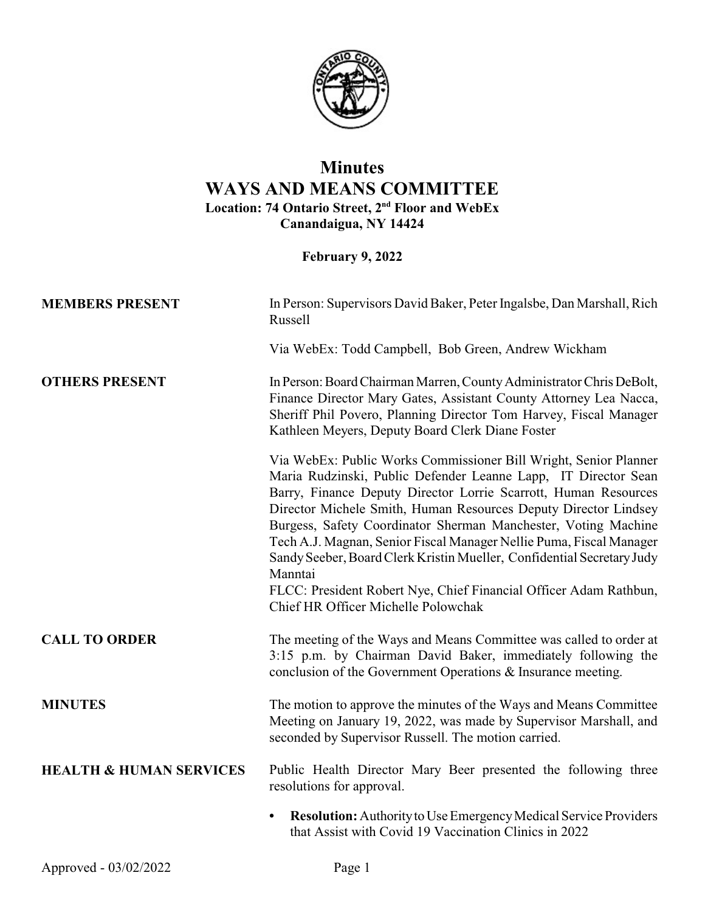# Minutes
# WAYS AND MEANS COMMITTEE

**Location: 74 Ontario Street, 2nd Floor and WebEx**
**Canandaigua, NY 14424**

**February 9, 2022**

**MEMBERS PRESENT**

In Person: Supervisors David Baker, Peter Ingalsbe, Dan Marshall, Rich Russell

Via WebEx: Todd Campbell, Bob Green, Andrew Wickham

**OTHERS PRESENT**

In Person: Board Chairman Marren, County Administrator Chris DeBolt, Finance Director Mary Gates, Assistant County Attorney Lea Nacca, Sheriff Phil Povero, Planning Director Tom Harvey, Fiscal Manager Kathleen Meyers, Deputy Board Clerk Diane Foster

Via WebEx: Public Works Commissioner Bill Wright, Senior Planner Maria Rudzinski, Public Defender Leanne Lapp, IT Director Sean Barry, Finance Deputy Director Lorrie Scarrott, Human Resources Director Michele Smith, Human Resources Deputy Director Lindsey Burgess, Safety Coordinator Sherman Manchester, Voting Machine Tech A.J. Magnan, Senior Fiscal Manager Nellie Puma, Fiscal Manager Sandy Seeber, Board Clerk Kristin Mueller, Confidential Secretary Judy Manntai
FLCC: President Robert Nye, Chief Financial Officer Adam Rathbun, Chief HR Officer Michelle Polowchak

**CALL TO ORDER**

The meeting of the Ways and Means Committee was called to order at 3:15 p.m. by Chairman David Baker, immediately following the conclusion of the Government Operations & Insurance meeting.

**MINUTES**

The motion to approve the minutes of the Ways and Means Committee Meeting on January 19, 2022, was made by Supervisor Marshall, and seconded by Supervisor Russell. The motion carried.

**HEALTH & HUMAN SERVICES**

Public Health Director Mary Beer presented the following three resolutions for approval.

- **Resolution:** Authority to Use Emergency Medical Service Providers that Assist with Covid 19 Vaccination Clinics in 2022

Approved - 03/02/2022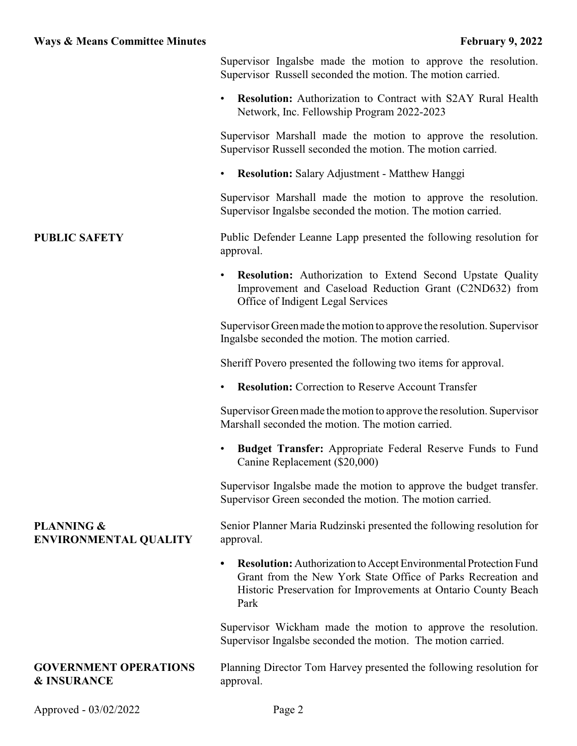Supervisor Ingalsbe made the motion to approve the resolution. Supervisor Russell seconded the motion. The motion carried.

- **Resolution:** Authorization to Contract with S2AY Rural Health Network, Inc. Fellowship Program 2022-2023

Supervisor Marshall made the motion to approve the resolution. Supervisor Russell seconded the motion. The motion carried.

- **Resolution:** Salary Adjustment - Matthew Hanggi

Supervisor Marshall made the motion to approve the resolution. Supervisor Ingalsbe seconded the motion. The motion carried.

**PUBLIC SAFETY**

Public Defender Leanne Lapp presented the following resolution for approval.

- **Resolution:** Authorization to Extend Second Upstate Quality Improvement and Caseload Reduction Grant (C2ND632) from Office of Indigent Legal Services

Supervisor Green made the motion to approve the resolution. Supervisor Ingalsbe seconded the motion. The motion carried.

Sheriff Povero presented the following two items for approval.

- **Resolution:** Correction to Reserve Account Transfer

Supervisor Green made the motion to approve the resolution. Supervisor Marshall seconded the motion. The motion carried.

- **Budget Transfer:** Appropriate Federal Reserve Funds to Fund Canine Replacement ($20,000)

Supervisor Ingalsbe made the motion to approve the budget transfer. Supervisor Green seconded the motion. The motion carried.

**PLANNING & ENVIRONMENTAL QUALITY**

Senior Planner Maria Rudzinski presented the following resolution for approval.

- **Resolution:** Authorization to Accept Environmental Protection Fund Grant from the New York State Office of Parks Recreation and Historic Preservation for Improvements at Ontario County Beach Park

Supervisor Wickham made the motion to approve the resolution. Supervisor Ingalsbe seconded the motion. The motion carried.

**GOVERNMENT OPERATIONS & INSURANCE**

Planning Director Tom Harvey presented the following resolution for approval.

Approved - 03/02/2022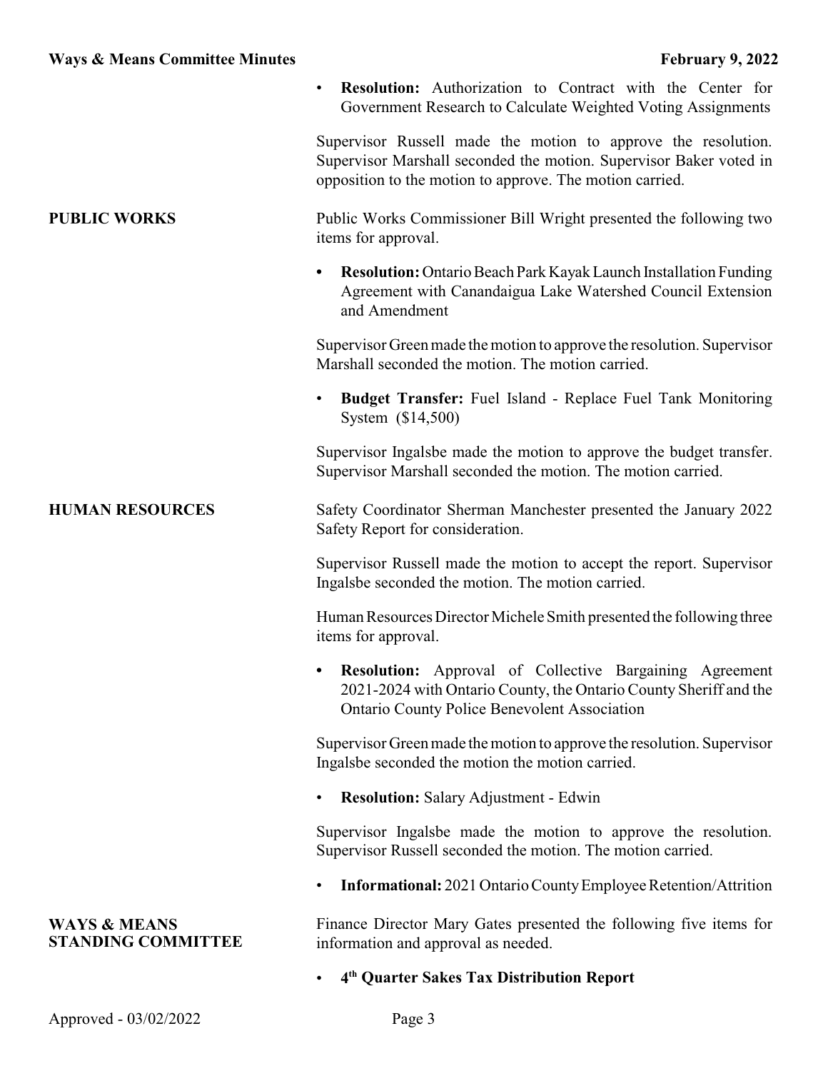- **Resolution:** Authorization to Contract with the Center for Government Research to Calculate Weighted Voting Assignments

Supervisor Russell made the motion to approve the resolution. Supervisor Marshall seconded the motion. Supervisor Baker voted in opposition to the motion to approve. The motion carried.

**PUBLIC WORKS**

Public Works Commissioner Bill Wright presented the following two items for approval.

- **Resolution:** Ontario Beach Park Kayak Launch Installation Funding Agreement with Canandaigua Lake Watershed Council Extension and Amendment

Supervisor Green made the motion to approve the resolution. Supervisor Marshall seconded the motion. The motion carried.

- **Budget Transfer:** Fuel Island - Replace Fuel Tank Monitoring System ($14,500)

Supervisor Ingalsbe made the motion to approve the budget transfer. Supervisor Marshall seconded the motion. The motion carried.

**HUMAN RESOURCES**

Safety Coordinator Sherman Manchester presented the January 2022 Safety Report for consideration.

Supervisor Russell made the motion to accept the report. Supervisor Ingalsbe seconded the motion. The motion carried.

Human Resources Director Michele Smith presented the following three items for approval.

- **Resolution:** Approval of Collective Bargaining Agreement 2021-2024 with Ontario County, the Ontario County Sheriff and the Ontario County Police Benevolent Association

Supervisor Green made the motion to approve the resolution. Supervisor Ingalsbe seconded the motion the motion carried.

- **Resolution:** Salary Adjustment - Edwin

Supervisor Ingalsbe made the motion to approve the resolution. Supervisor Russell seconded the motion. The motion carried.

- **Informational:** 2021 Ontario County Employee Retention/Attrition

**WAYS & MEANS STANDING COMMITTEE**

Finance Director Mary Gates presented the following five items for information and approval as needed.

- **4th Quarter Sakes Tax Distribution Report**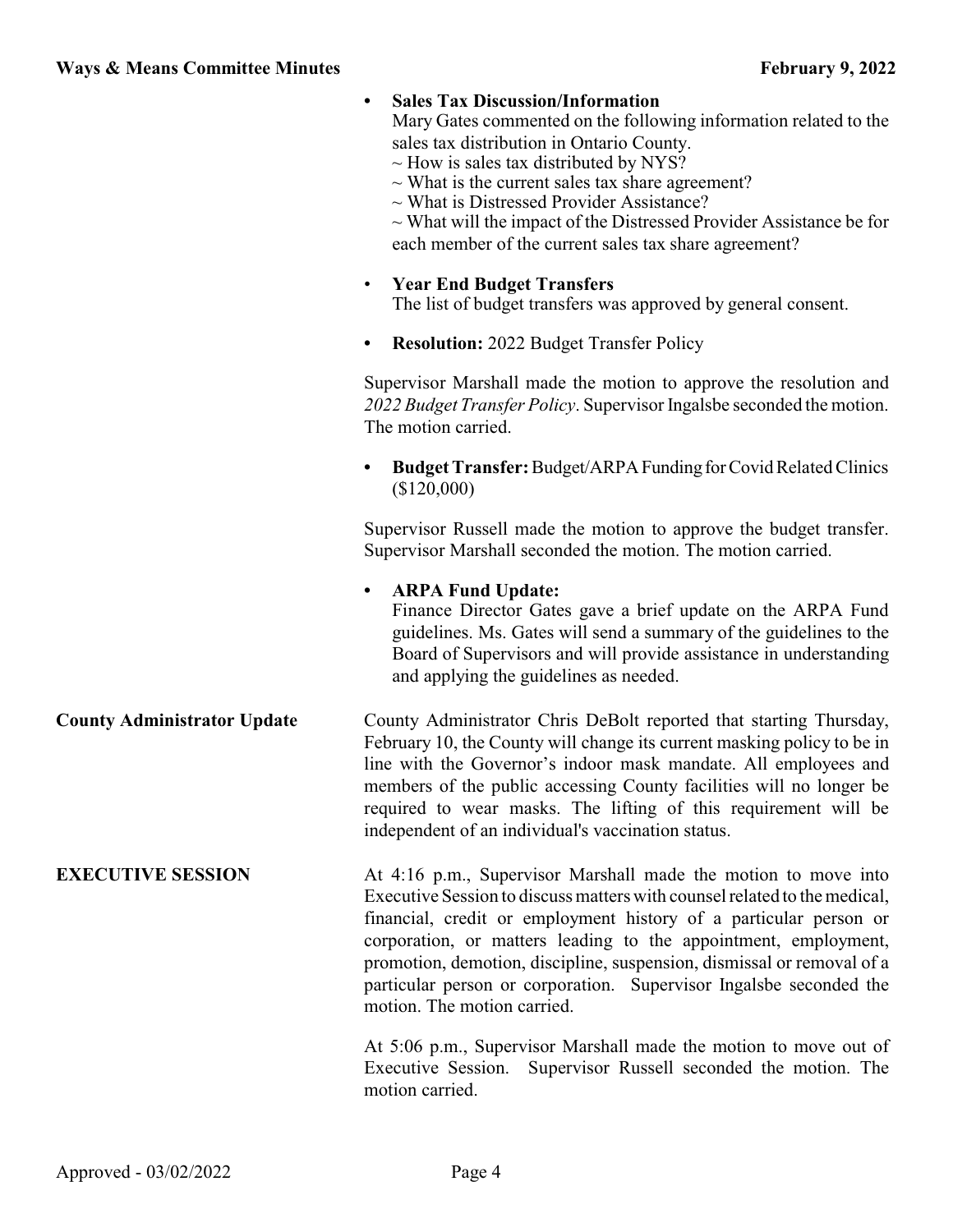- **Sales Tax Discussion/Information**
  Mary Gates commented on the following information related to the sales tax distribution in Ontario County.
  ~ How is sales tax distributed by NYS?
  ~ What is the current sales tax share agreement?
  ~ What is Distressed Provider Assistance?
  ~ What will the impact of the Distressed Provider Assistance be for each member of the current sales tax share agreement?

- **Year End Budget Transfers**
  The list of budget transfers was approved by general consent.

- **Resolution:** 2022 Budget Transfer Policy

Supervisor Marshall made the motion to approve the resolution and *2022 Budget Transfer Policy*. Supervisor Ingalsbe seconded the motion. The motion carried.

- **Budget Transfer:** Budget/ARPA Funding for Covid Related Clinics ($120,000)

Supervisor Russell made the motion to approve the budget transfer. Supervisor Marshall seconded the motion. The motion carried.

- **ARPA Fund Update:**
  Finance Director Gates gave a brief update on the ARPA Fund guidelines. Ms. Gates will send a summary of the guidelines to the Board of Supervisors and will provide assistance in understanding and applying the guidelines as needed.

**County Administrator Update**

County Administrator Chris DeBolt reported that starting Thursday, February 10, the County will change its current masking policy to be in line with the Governor's indoor mask mandate. All employees and members of the public accessing County facilities will no longer be required to wear masks. The lifting of this requirement will be independent of an individual's vaccination status.

**EXECUTIVE SESSION**

At 4:16 p.m., Supervisor Marshall made the motion to move into Executive Session to discuss matters with counsel related to the medical, financial, credit or employment history of a particular person or corporation, or matters leading to the appointment, employment, promotion, demotion, discipline, suspension, dismissal or removal of a particular person or corporation. Supervisor Ingalsbe seconded the motion. The motion carried.

At 5:06 p.m., Supervisor Marshall made the motion to move out of Executive Session. Supervisor Russell seconded the motion. The motion carried.

Approved - 03/02/2022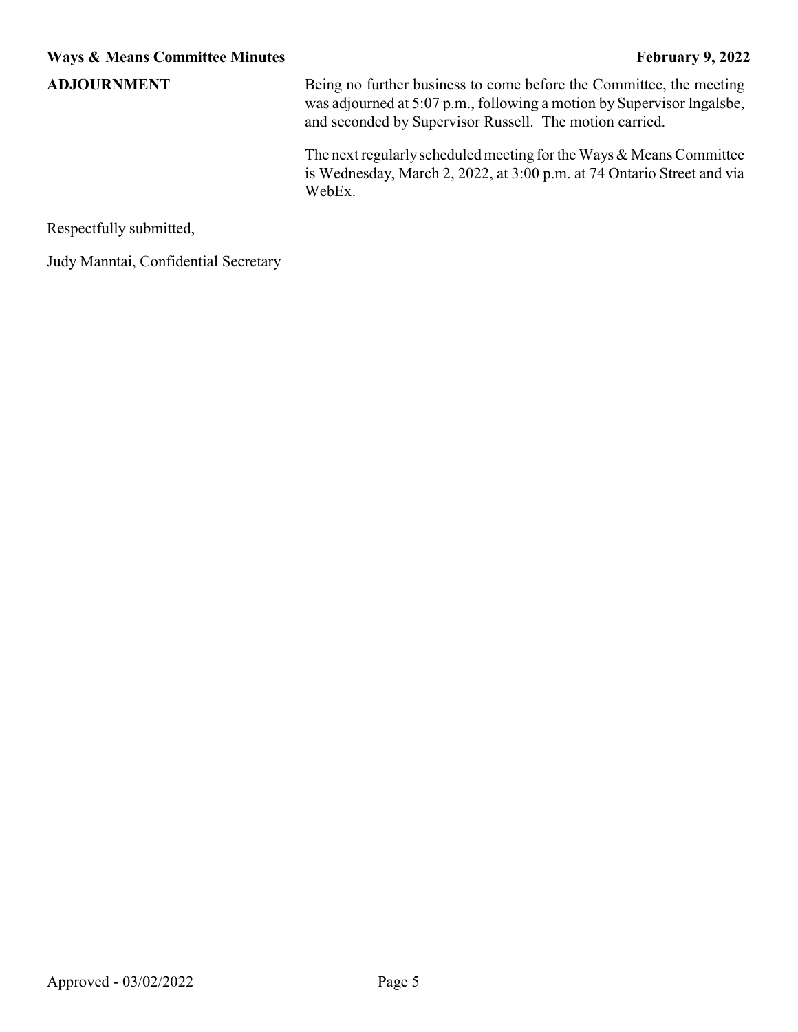**ADJOURNMENT**

Being no further business to come before the Committee, the meeting was adjourned at 5:07 p.m., following a motion by Supervisor Ingalsbe, and seconded by Supervisor Russell. The motion carried.

The next regularly scheduled meeting for the Ways & Means Committee is Wednesday, March 2, 2022, at 3:00 p.m. at 74 Ontario Street and via WebEx.

Respectfully submitted,

Judy Manntai, Confidential Secretary

Approved - 03/02/2022